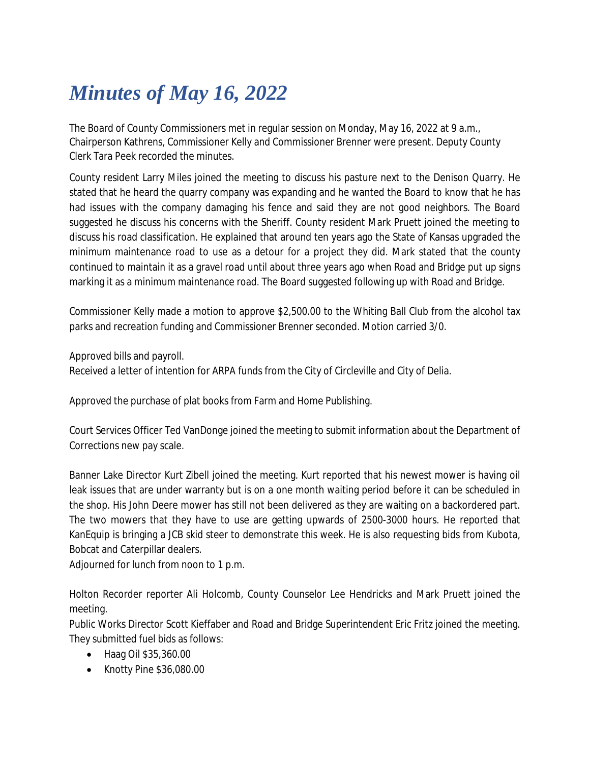# *Minutes of May 16, 2022*

The Board of County Commissioners met in regular session on Monday, May 16, 2022 at 9 a.m., Chairperson Kathrens, Commissioner Kelly and Commissioner Brenner were present. Deputy County Clerk Tara Peek recorded the minutes.

County resident Larry Miles joined the meeting to discuss his pasture next to the Denison Quarry. He stated that he heard the quarry company was expanding and he wanted the Board to know that he has had issues with the company damaging his fence and said they are not good neighbors. The Board suggested he discuss his concerns with the Sheriff. County resident Mark Pruett joined the meeting to discuss his road classification. He explained that around ten years ago the State of Kansas upgraded the minimum maintenance road to use as a detour for a project they did. Mark stated that the county continued to maintain it as a gravel road until about three years ago when Road and Bridge put up signs marking it as a minimum maintenance road. The Board suggested following up with Road and Bridge.

Commissioner Kelly made a motion to approve $2,500.00 to the Whiting Ball Club from the alcohol tax parks and recreation funding and Commissioner Brenner seconded. Motion carried 3/0.

Approved bills and payroll.
Received a letter of intention for ARPA funds from the City of Circleville and City of Delia.

Approved the purchase of plat books from Farm and Home Publishing.

Court Services Officer Ted VanDonge joined the meeting to submit information about the Department of Corrections new pay scale.

Banner Lake Director Kurt Zibell joined the meeting. Kurt reported that his newest mower is having oil leak issues that are under warranty but is on a one month waiting period before it can be scheduled in the shop. His John Deere mower has still not been delivered as they are waiting on a backordered part. The two mowers that they have to use are getting upwards of 2500-3000 hours. He reported that KanEquip is bringing a JCB skid steer to demonstrate this week. He is also requesting bids from Kubota, Bobcat and Caterpillar dealers.
Adjourned for lunch from noon to 1 p.m.

Holton Recorder reporter Ali Holcomb, County Counselor Lee Hendricks and Mark Pruett joined the meeting.
Public Works Director Scott Kieffaber and Road and Bridge Superintendent Eric Fritz joined the meeting. They submitted fuel bids as follows:

- Haag Oil $35,360.00
- Knotty Pine $36,080.00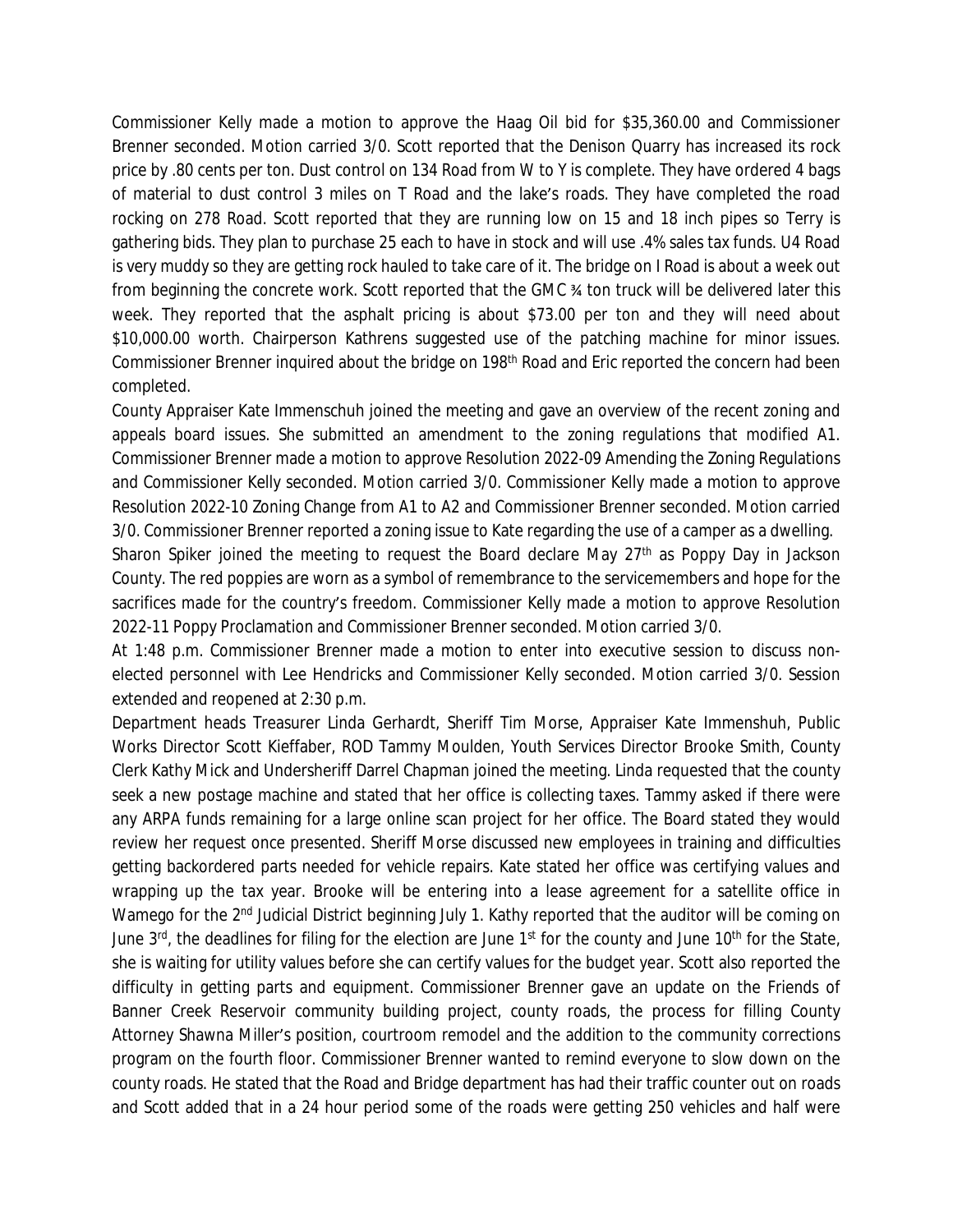Commissioner Kelly made a motion to approve the Haag Oil bid for $35,360.00 and Commissioner Brenner seconded. Motion carried 3/0. Scott reported that the Denison Quarry has increased its rock price by .80 cents per ton. Dust control on 134 Road from W to Y is complete. They have ordered 4 bags of material to dust control 3 miles on T Road and the lake's roads. They have completed the road rocking on 278 Road. Scott reported that they are running low on 15 and 18 inch pipes so Terry is gathering bids. They plan to purchase 25 each to have in stock and will use .4% sales tax funds. U4 Road is very muddy so they are getting rock hauled to take care of it. The bridge on I Road is about a week out from beginning the concrete work. Scott reported that the GMC ¾ ton truck will be delivered later this week. They reported that the asphalt pricing is about $73.00 per ton and they will need about $10,000.00 worth. Chairperson Kathrens suggested use of the patching machine for minor issues. Commissioner Brenner inquired about the bridge on 198th Road and Eric reported the concern had been completed.

County Appraiser Kate Immenschuh joined the meeting and gave an overview of the recent zoning and appeals board issues. She submitted an amendment to the zoning regulations that modified A1. Commissioner Brenner made a motion to approve Resolution 2022-09 Amending the Zoning Regulations and Commissioner Kelly seconded. Motion carried 3/0. Commissioner Kelly made a motion to approve Resolution 2022-10 Zoning Change from A1 to A2 and Commissioner Brenner seconded. Motion carried 3/0. Commissioner Brenner reported a zoning issue to Kate regarding the use of a camper as a dwelling.

Sharon Spiker joined the meeting to request the Board declare May 27th as Poppy Day in Jackson County. The red poppies are worn as a symbol of remembrance to the servicemembers and hope for the sacrifices made for the country's freedom. Commissioner Kelly made a motion to approve Resolution 2022-11 Poppy Proclamation and Commissioner Brenner seconded. Motion carried 3/0.

At 1:48 p.m. Commissioner Brenner made a motion to enter into executive session to discuss non-elected personnel with Lee Hendricks and Commissioner Kelly seconded. Motion carried 3/0. Session extended and reopened at 2:30 p.m.

Department heads Treasurer Linda Gerhardt, Sheriff Tim Morse, Appraiser Kate Immenshuh, Public Works Director Scott Kieffaber, ROD Tammy Moulden, Youth Services Director Brooke Smith, County Clerk Kathy Mick and Undersheriff Darrel Chapman joined the meeting. Linda requested that the county seek a new postage machine and stated that her office is collecting taxes. Tammy asked if there were any ARPA funds remaining for a large online scan project for her office. The Board stated they would review her request once presented. Sheriff Morse discussed new employees in training and difficulties getting backordered parts needed for vehicle repairs. Kate stated her office was certifying values and wrapping up the tax year. Brooke will be entering into a lease agreement for a satellite office in Wamego for the 2nd Judicial District beginning July 1. Kathy reported that the auditor will be coming on June 3rd, the deadlines for filing for the election are June 1st for the county and June 10th for the State, she is waiting for utility values before she can certify values for the budget year. Scott also reported the difficulty in getting parts and equipment. Commissioner Brenner gave an update on the Friends of Banner Creek Reservoir community building project, county roads, the process for filling County Attorney Shawna Miller's position, courtroom remodel and the addition to the community corrections program on the fourth floor. Commissioner Brenner wanted to remind everyone to slow down on the county roads. He stated that the Road and Bridge department has had their traffic counter out on roads and Scott added that in a 24 hour period some of the roads were getting 250 vehicles and half were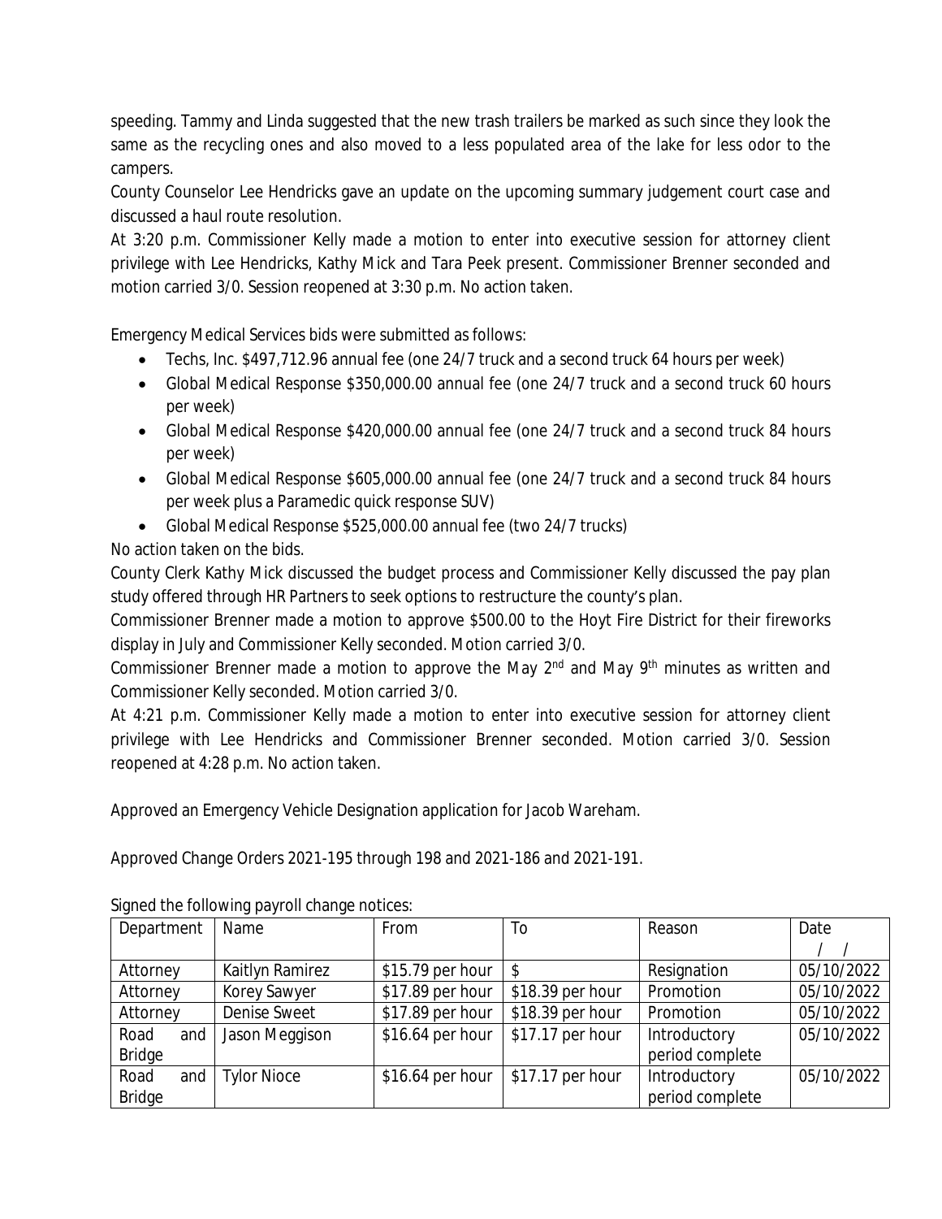speeding. Tammy and Linda suggested that the new trash trailers be marked as such since they look the same as the recycling ones and also moved to a less populated area of the lake for less odor to the campers.

County Counselor Lee Hendricks gave an update on the upcoming summary judgement court case and discussed a haul route resolution.

At 3:20 p.m. Commissioner Kelly made a motion to enter into executive session for attorney client privilege with Lee Hendricks, Kathy Mick and Tara Peek present. Commissioner Brenner seconded and motion carried 3/0. Session reopened at 3:30 p.m. No action taken.

Emergency Medical Services bids were submitted as follows:

- Techs, Inc. $497,712.96 annual fee (one 24/7 truck and a second truck 64 hours per week)
- Global Medical Response $350,000.00 annual fee (one 24/7 truck and a second truck 60 hours per week)
- Global Medical Response $420,000.00 annual fee (one 24/7 truck and a second truck 84 hours per week)
- Global Medical Response $605,000.00 annual fee (one 24/7 truck and a second truck 84 hours per week plus a Paramedic quick response SUV)
- Global Medical Response $525,000.00 annual fee (two 24/7 trucks)

No action taken on the bids.

County Clerk Kathy Mick discussed the budget process and Commissioner Kelly discussed the pay plan study offered through HR Partners to seek options to restructure the county's plan.

Commissioner Brenner made a motion to approve $500.00 to the Hoyt Fire District for their fireworks display in July and Commissioner Kelly seconded. Motion carried 3/0.

Commissioner Brenner made a motion to approve the May 2nd and May 9th minutes as written and Commissioner Kelly seconded. Motion carried 3/0.

At 4:21 p.m. Commissioner Kelly made a motion to enter into executive session for attorney client privilege with Lee Hendricks and Commissioner Brenner seconded. Motion carried 3/0. Session reopened at 4:28 p.m. No action taken.

Approved an Emergency Vehicle Designation application for Jacob Wareham.

Approved Change Orders 2021-195 through 198 and 2021-186 and 2021-191.

Signed the following payroll change notices:

| Department | Name | From | To | Reason | Date / / |
|---|---|---|---|---|---|
| Attorney | Kaitlyn Ramirez | $15.79 per hour | $ | Resignation | 05/10/2022 |
| Attorney | Korey Sawyer | $17.89 per hour | $18.39 per hour | Promotion | 05/10/2022 |
| Attorney | Denise Sweet | $17.89 per hour | $18.39 per hour | Promotion | 05/10/2022 |
| Road and Bridge | Jason Meggison | $16.64 per hour | $17.17 per hour | Introductory period complete | 05/10/2022 |
| Road and Bridge | Tylor Nioce | $16.64 per hour | $17.17 per hour | Introductory period complete | 05/10/2022 |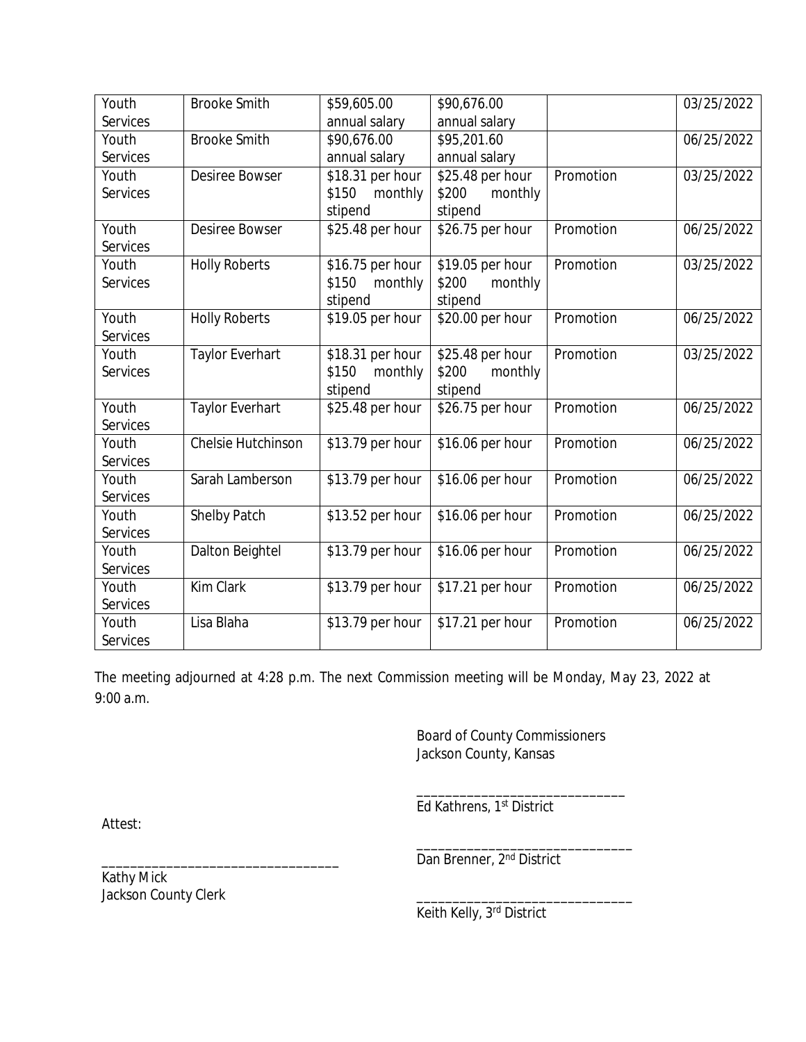| | | | | | |
|---|---|---|---|---|---|
| Youth Services | Brooke Smith | $59,605.00 annual salary | $90,676.00 annual salary | | 03/25/2022 |
| Youth Services | Brooke Smith | $90,676.00 annual salary | $95,201.60 annual salary | | 06/25/2022 |
| Youth Services | Desiree Bowser | $18.31 per hour $150 monthly stipend | $25.48 per hour $200 monthly stipend | Promotion | 03/25/2022 |
| Youth Services | Desiree Bowser | $25.48 per hour | $26.75 per hour | Promotion | 06/25/2022 |
| Youth Services | Holly Roberts | $16.75 per hour $150 monthly stipend | $19.05 per hour $200 monthly stipend | Promotion | 03/25/2022 |
| Youth Services | Holly Roberts | $19.05 per hour | $20.00 per hour | Promotion | 06/25/2022 |
| Youth Services | Taylor Everhart | $18.31 per hour $150 monthly stipend | $25.48 per hour $200 monthly stipend | Promotion | 03/25/2022 |
| Youth Services | Taylor Everhart | $25.48 per hour | $26.75 per hour | Promotion | 06/25/2022 |
| Youth Services | Chelsie Hutchinson | $13.79 per hour | $16.06 per hour | Promotion | 06/25/2022 |
| Youth Services | Sarah Lamberson | $13.79 per hour | $16.06 per hour | Promotion | 06/25/2022 |
| Youth Services | Shelby Patch | $13.52 per hour | $16.06 per hour | Promotion | 06/25/2022 |
| Youth Services | Dalton Beightel | $13.79 per hour | $16.06 per hour | Promotion | 06/25/2022 |
| Youth Services | Kim Clark | $13.79 per hour | $17.21 per hour | Promotion | 06/25/2022 |
| Youth Services | Lisa Blaha | $13.79 per hour | $17.21 per hour | Promotion | 06/25/2022 |

The meeting adjourned at 4:28 p.m. The next Commission meeting will be Monday, May 23, 2022 at 9:00 a.m.

Board of County Commissioners
Jackson County, Kansas

_____________________________
Ed Kathrens, 1st District

_____________________________
Dan Brenner, 2nd District

_____________________________
Keith Kelly, 3rd District

Attest:

_________________________________
Kathy Mick
Jackson County Clerk